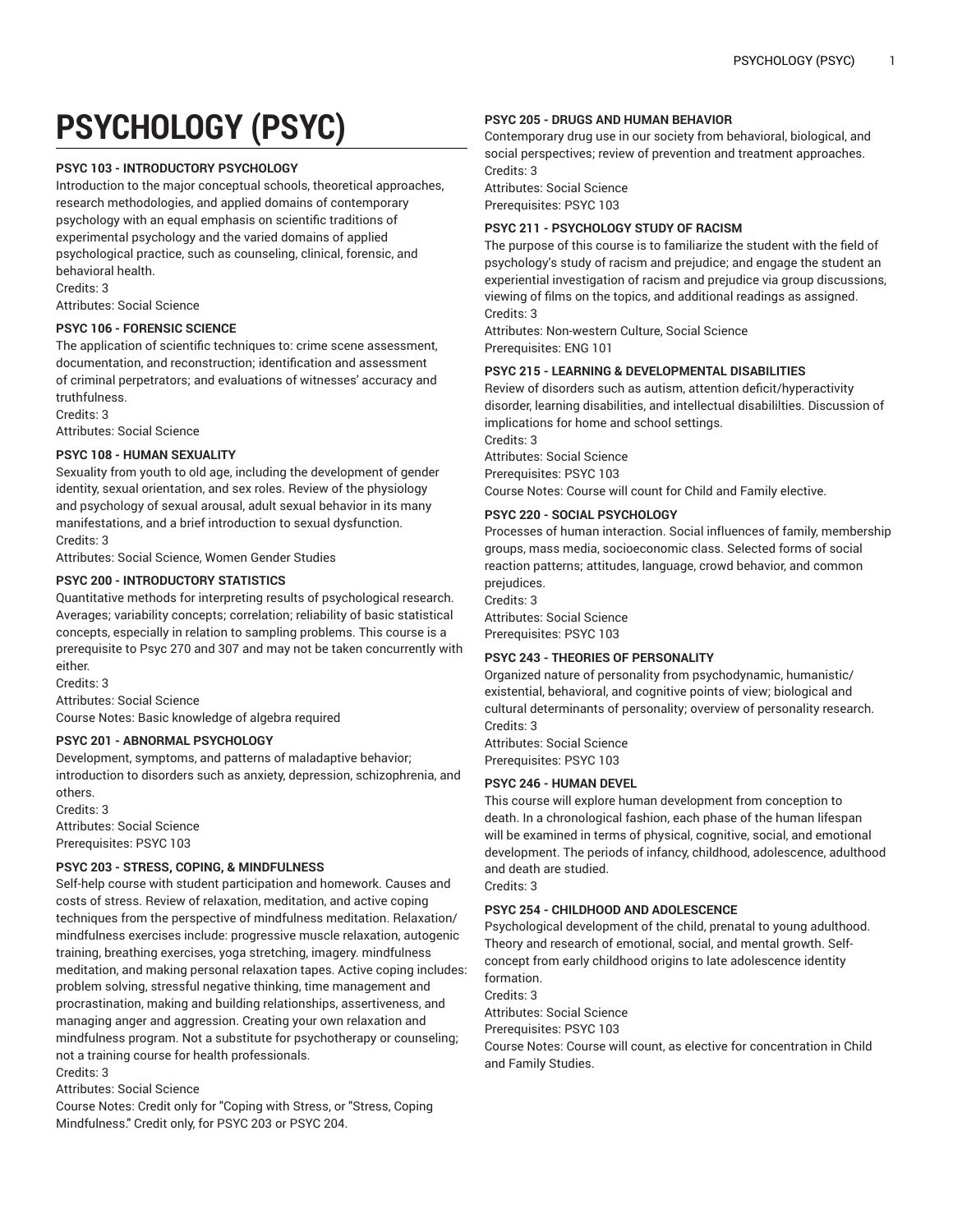# PSYCHOLOGY (PSYC)

**PSYC 103 - INTRODUCTORY PSYCHOLOGY**

Introduction to the major conceptual schools, theoretical approaches, research methodologies, and applied domains of contemporary psychology with an equal emphasis on scientific traditions of experimental psychology and the varied domains of applied psychological practice, such as counseling, clinical, forensic, and behavioral health.
Credits: 3
Attributes: Social Science

**PSYC 106 - FORENSIC SCIENCE**

The application of scientific techniques to: crime scene assessment, documentation, and reconstruction; identification and assessment of criminal perpetrators; and evaluations of witnesses' accuracy and truthfulness.
Credits: 3
Attributes: Social Science

**PSYC 108 - HUMAN SEXUALITY**

Sexuality from youth to old age, including the development of gender identity, sexual orientation, and sex roles. Review of the physiology and psychology of sexual arousal, adult sexual behavior in its many manifestations, and a brief introduction to sexual dysfunction.
Credits: 3
Attributes: Social Science, Women Gender Studies

**PSYC 200 - INTRODUCTORY STATISTICS**

Quantitative methods for interpreting results of psychological research. Averages; variability concepts; correlation; reliability of basic statistical concepts, especially in relation to sampling problems. This course is a prerequisite to Psyc 270 and 307 and may not be taken concurrently with either.
Credits: 3
Attributes: Social Science
Course Notes: Basic knowledge of algebra required

**PSYC 201 - ABNORMAL PSYCHOLOGY**

Development, symptoms, and patterns of maladaptive behavior; introduction to disorders such as anxiety, depression, schizophrenia, and others.
Credits: 3
Attributes: Social Science
Prerequisites: PSYC 103

**PSYC 203 - STRESS, COPING, & MINDFULNESS**

Self-help course with student participation and homework. Causes and costs of stress. Review of relaxation, meditation, and active coping techniques from the perspective of mindfulness meditation. Relaxation/mindfulness exercises include: progressive muscle relaxation, autogenic training, breathing exercises, yoga stretching, imagery. mindfulness meditation, and making personal relaxation tapes. Active coping includes: problem solving, stressful negative thinking, time management and procrastination, making and building relationships, assertiveness, and managing anger and aggression. Creating your own relaxation and mindfulness program. Not a substitute for psychotherapy or counseling; not a training course for health professionals.
Credits: 3
Attributes: Social Science
Course Notes: Credit only for "Coping with Stress, or "Stress, Coping Mindfulness." Credit only, for PSYC 203 or PSYC 204.

**PSYC 205 - DRUGS AND HUMAN BEHAVIOR**

Contemporary drug use in our society from behavioral, biological, and social perspectives; review of prevention and treatment approaches.
Credits: 3
Attributes: Social Science
Prerequisites: PSYC 103

**PSYC 211 - PSYCHOLOGY STUDY OF RACISM**

The purpose of this course is to familiarize the student with the field of psychology's study of racism and prejudice; and engage the student an experiential investigation of racism and prejudice via group discussions, viewing of films on the topics, and additional readings as assigned.
Credits: 3
Attributes: Non-western Culture, Social Science
Prerequisites: ENG 101

**PSYC 215 - LEARNING & DEVELOPMENTAL DISABILITIES**

Review of disorders such as autism, attention deficit/hyperactivity disorder, learning disabilities, and intellectual disabililties. Discussion of implications for home and school settings.
Credits: 3
Attributes: Social Science
Prerequisites: PSYC 103
Course Notes: Course will count for Child and Family elective.

**PSYC 220 - SOCIAL PSYCHOLOGY**

Processes of human interaction. Social influences of family, membership groups, mass media, socioeconomic class. Selected forms of social reaction patterns; attitudes, language, crowd behavior, and common prejudices.
Credits: 3
Attributes: Social Science
Prerequisites: PSYC 103

**PSYC 243 - THEORIES OF PERSONALITY**

Organized nature of personality from psychodynamic, humanistic/existential, behavioral, and cognitive points of view; biological and cultural determinants of personality; overview of personality research.
Credits: 3
Attributes: Social Science
Prerequisites: PSYC 103

**PSYC 246 - HUMAN DEVEL**

This course will explore human development from conception to death. In a chronological fashion, each phase of the human lifespan will be examined in terms of physical, cognitive, social, and emotional development. The periods of infancy, childhood, adolescence, adulthood and death are studied.
Credits: 3

**PSYC 254 - CHILDHOOD AND ADOLESCENCE**

Psychological development of the child, prenatal to young adulthood. Theory and research of emotional, social, and mental growth. Self-concept from early childhood origins to late adolescence identity formation.
Credits: 3
Attributes: Social Science
Prerequisites: PSYC 103
Course Notes: Course will count, as elective for concentration in Child and Family Studies.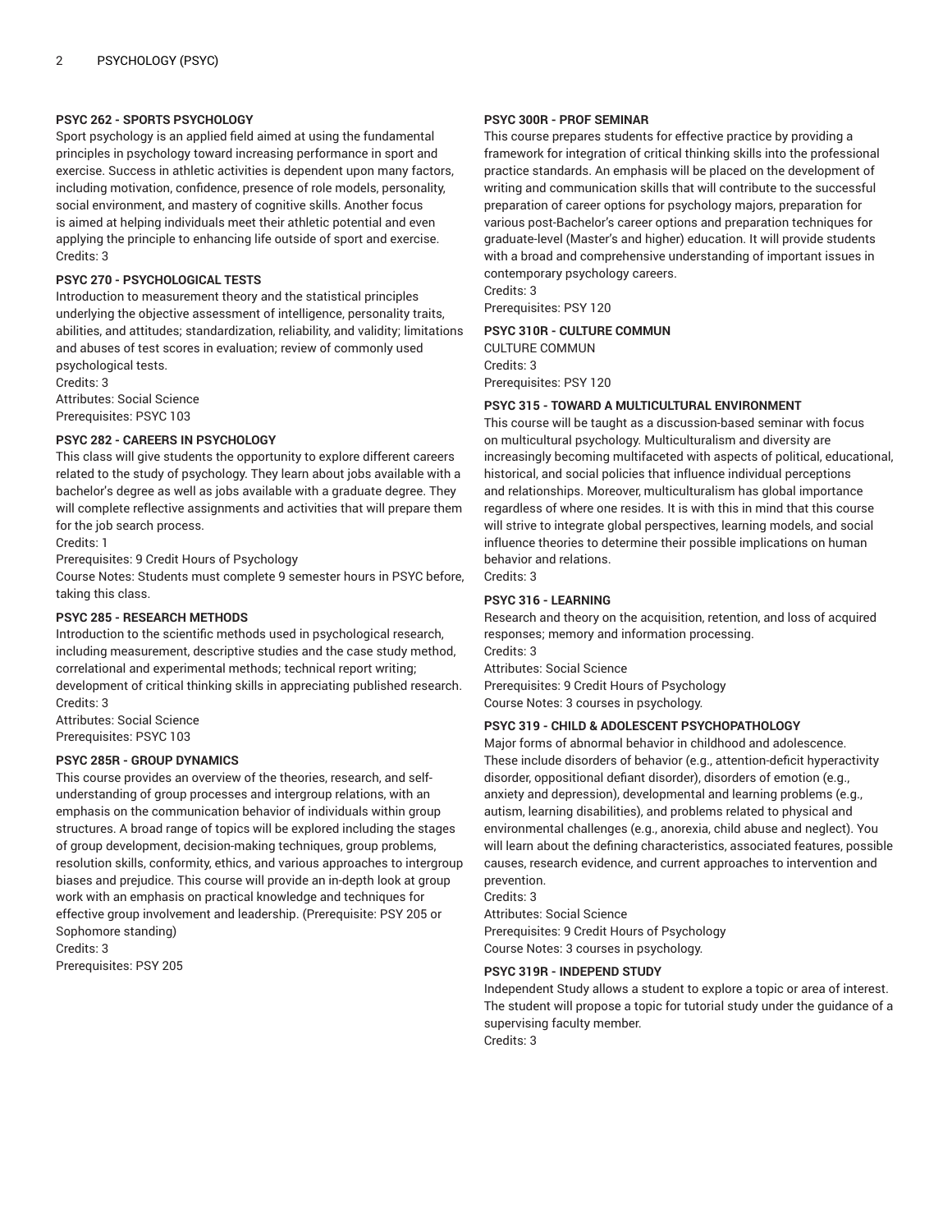**PSYC 262 - SPORTS PSYCHOLOGY**

Sport psychology is an applied field aimed at using the fundamental principles in psychology toward increasing performance in sport and exercise. Success in athletic activities is dependent upon many factors, including motivation, confidence, presence of role models, personality, social environment, and mastery of cognitive skills. Another focus is aimed at helping individuals meet their athletic potential and even applying the principle to enhancing life outside of sport and exercise.
Credits: 3

**PSYC 270 - PSYCHOLOGICAL TESTS**

Introduction to measurement theory and the statistical principles underlying the objective assessment of intelligence, personality traits, abilities, and attitudes; standardization, reliability, and validity; limitations and abuses of test scores in evaluation; review of commonly used psychological tests.
Credits: 3
Attributes: Social Science
Prerequisites: PSYC 103

**PSYC 282 - CAREERS IN PSYCHOLOGY**

This class will give students the opportunity to explore different careers related to the study of psychology. They learn about jobs available with a bachelor's degree as well as jobs available with a graduate degree. They will complete reflective assignments and activities that will prepare them for the job search process.
Credits: 1
Prerequisites: 9 Credit Hours of Psychology
Course Notes: Students must complete 9 semester hours in PSYC before, taking this class.

**PSYC 285 - RESEARCH METHODS**

Introduction to the scientific methods used in psychological research, including measurement, descriptive studies and the case study method, correlational and experimental methods; technical report writing; development of critical thinking skills in appreciating published research.
Credits: 3
Attributes: Social Science
Prerequisites: PSYC 103

**PSYC 285R - GROUP DYNAMICS**

This course provides an overview of the theories, research, and self-understanding of group processes and intergroup relations, with an emphasis on the communication behavior of individuals within group structures. A broad range of topics will be explored including the stages of group development, decision-making techniques, group problems, resolution skills, conformity, ethics, and various approaches to intergroup biases and prejudice. This course will provide an in-depth look at group work with an emphasis on practical knowledge and techniques for effective group involvement and leadership. (Prerequisite: PSY 205 or Sophomore standing)
Credits: 3
Prerequisites: PSY 205

**PSYC 300R - PROF SEMINAR**

This course prepares students for effective practice by providing a framework for integration of critical thinking skills into the professional practice standards. An emphasis will be placed on the development of writing and communication skills that will contribute to the successful preparation of career options for psychology majors, preparation for various post-Bachelor's career options and preparation techniques for graduate-level (Master's and higher) education. It will provide students with a broad and comprehensive understanding of important issues in contemporary psychology careers.
Credits: 3
Prerequisites: PSY 120

**PSYC 310R - CULTURE COMMUN**

CULTURE COMMUN
Credits: 3
Prerequisites: PSY 120

**PSYC 315 - TOWARD A MULTICULTURAL ENVIRONMENT**

This course will be taught as a discussion-based seminar with focus on multicultural psychology. Multiculturalism and diversity are increasingly becoming multifaceted with aspects of political, educational, historical, and social policies that influence individual perceptions and relationships. Moreover, multiculturalism has global importance regardless of where one resides. It is with this in mind that this course will strive to integrate global perspectives, learning models, and social influence theories to determine their possible implications on human behavior and relations.
Credits: 3

**PSYC 316 - LEARNING**

Research and theory on the acquisition, retention, and loss of acquired responses; memory and information processing.
Credits: 3
Attributes: Social Science
Prerequisites: 9 Credit Hours of Psychology
Course Notes: 3 courses in psychology.

**PSYC 319 - CHILD & ADOLESCENT PSYCHOPATHOLOGY**

Major forms of abnormal behavior in childhood and adolescence. These include disorders of behavior (e.g., attention-deficit hyperactivity disorder, oppositional defiant disorder), disorders of emotion (e.g., anxiety and depression), developmental and learning problems (e.g., autism, learning disabilities), and problems related to physical and environmental challenges (e.g., anorexia, child abuse and neglect). You will learn about the defining characteristics, associated features, possible causes, research evidence, and current approaches to intervention and prevention.
Credits: 3
Attributes: Social Science
Prerequisites: 9 Credit Hours of Psychology
Course Notes: 3 courses in psychology.

**PSYC 319R - INDEPEND STUDY**

Independent Study allows a student to explore a topic or area of interest. The student will propose a topic for tutorial study under the guidance of a supervising faculty member.
Credits: 3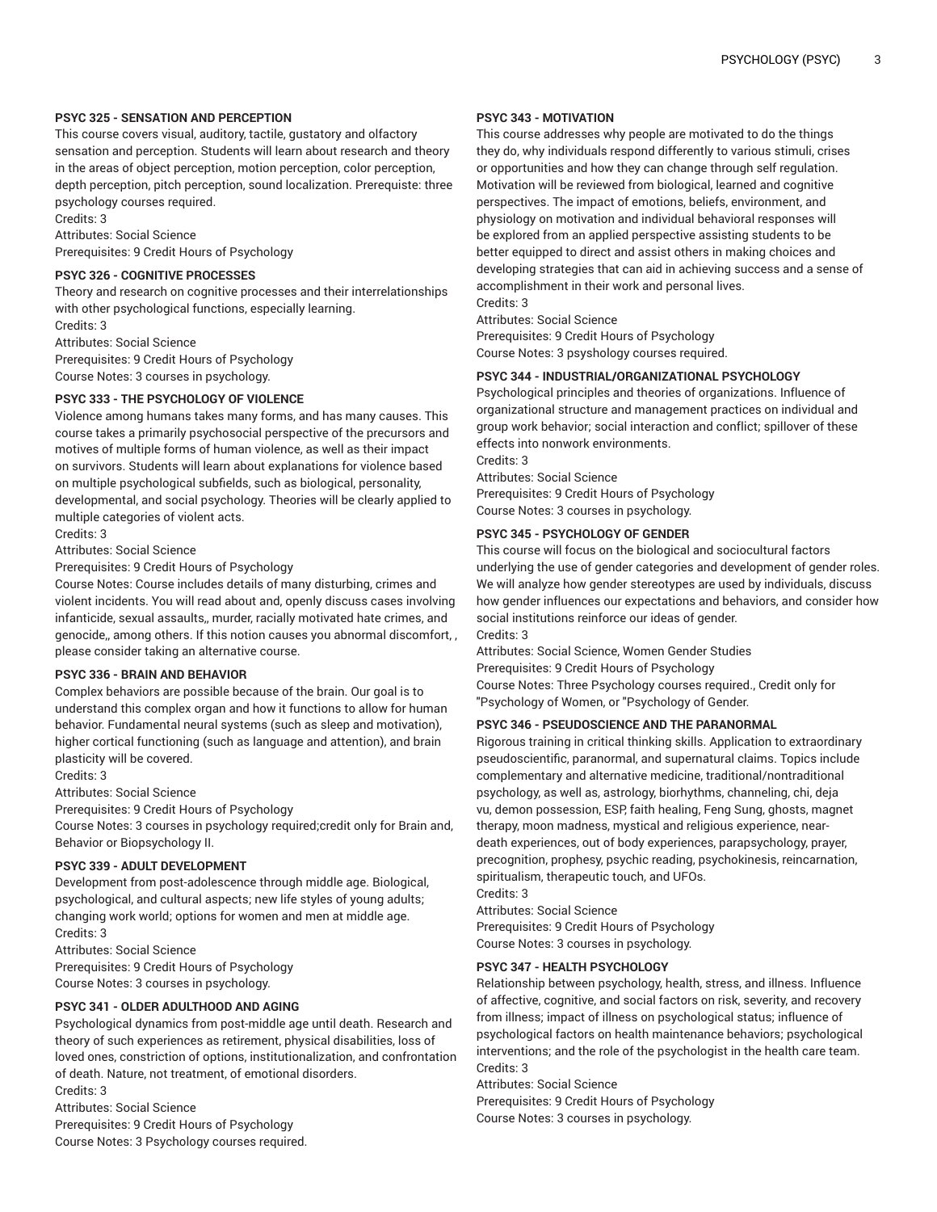### PSYC 325 - SENSATION AND PERCEPTION

This course covers visual, auditory, tactile, gustatory and olfactory sensation and perception. Students will learn about research and theory in the areas of object perception, motion perception, color perception, depth perception, pitch perception, sound localization. Prerequisite: three psychology courses required.

Credits: 3

Attributes: Social Science

Prerequisites: 9 Credit Hours of Psychology

### PSYC 326 - COGNITIVE PROCESSES

Theory and research on cognitive processes and their interrelationships with other psychological functions, especially learning.

Credits: 3

Attributes: Social Science

Prerequisites: 9 Credit Hours of Psychology

Course Notes: 3 courses in psychology.

### PSYC 333 - THE PSYCHOLOGY OF VIOLENCE

Violence among humans takes many forms, and has many causes. This course takes a primarily psychosocial perspective of the precursors and motives of multiple forms of human violence, as well as their impact on survivors. Students will learn about explanations for violence based on multiple psychological subfields, such as biological, personality, developmental, and social psychology. Theories will be clearly applied to multiple categories of violent acts.

Credits: 3

Attributes: Social Science

Prerequisites: 9 Credit Hours of Psychology

Course Notes: Course includes details of many disturbing, crimes and violent incidents. You will read about and, openly discuss cases involving infanticide, sexual assaults,, murder, racially motivated hate crimes, and genocide,, among others. If this notion causes you abnormal discomfort, , please consider taking an alternative course.

### PSYC 336 - BRAIN AND BEHAVIOR

Complex behaviors are possible because of the brain. Our goal is to understand this complex organ and how it functions to allow for human behavior. Fundamental neural systems (such as sleep and motivation), higher cortical functioning (such as language and attention), and brain plasticity will be covered.

Credits: 3

Attributes: Social Science

Prerequisites: 9 Credit Hours of Psychology

Course Notes: 3 courses in psychology required;credit only for Brain and, Behavior or Biopsychology II.

### PSYC 339 - ADULT DEVELOPMENT

Development from post-adolescence through middle age. Biological, psychological, and cultural aspects; new life styles of young adults; changing work world; options for women and men at middle age.

Credits: 3

Attributes: Social Science

Prerequisites: 9 Credit Hours of Psychology

Course Notes: 3 courses in psychology.

### PSYC 341 - OLDER ADULTHOOD AND AGING

Psychological dynamics from post-middle age until death. Research and theory of such experiences as retirement, physical disabilities, loss of loved ones, constriction of options, institutionalization, and confrontation of death. Nature, not treatment, of emotional disorders.

Credits: 3

Attributes: Social Science

Prerequisites: 9 Credit Hours of Psychology

Course Notes: 3 Psychology courses required.

### PSYC 343 - MOTIVATION

This course addresses why people are motivated to do the things they do, why individuals respond differently to various stimuli, crises or opportunities and how they can change through self regulation. Motivation will be reviewed from biological, learned and cognitive perspectives. The impact of emotions, beliefs, environment, and physiology on motivation and individual behavioral responses will be explored from an applied perspective assisting students to be better equipped to direct and assist others in making choices and developing strategies that can aid in achieving success and a sense of accomplishment in their work and personal lives.

Credits: 3

Attributes: Social Science

Prerequisites: 9 Credit Hours of Psychology

Course Notes: 3 psyshology courses required.

### PSYC 344 - INDUSTRIAL/ORGANIZATIONAL PSYCHOLOGY

Psychological principles and theories of organizations. Influence of organizational structure and management practices on individual and group work behavior; social interaction and conflict; spillover of these effects into nonwork environments.

Credits: 3

Attributes: Social Science

Prerequisites: 9 Credit Hours of Psychology

Course Notes: 3 courses in psychology.

### PSYC 345 - PSYCHOLOGY OF GENDER

This course will focus on the biological and sociocultural factors underlying the use of gender categories and development of gender roles. We will analyze how gender stereotypes are used by individuals, discuss how gender influences our expectations and behaviors, and consider how social institutions reinforce our ideas of gender.

Credits: 3

Attributes: Social Science, Women Gender Studies

Prerequisites: 9 Credit Hours of Psychology

Course Notes: Three Psychology courses required., Credit only for "Psychology of Women, or "Psychology of Gender.

### PSYC 346 - PSEUDOSCIENCE AND THE PARANORMAL

Rigorous training in critical thinking skills. Application to extraordinary pseudoscientific, paranormal, and supernatural claims. Topics include complementary and alternative medicine, traditional/nontraditional psychology, as well as, astrology, biorhythms, channeling, chi, deja vu, demon possession, ESP, faith healing, Feng Sung, ghosts, magnet therapy, moon madness, mystical and religious experience, near-death experiences, out of body experiences, parapsychology, prayer, precognition, prophesy, psychic reading, psychokinesis, reincarnation, spiritualism, therapeutic touch, and UFOs.

Credits: 3

Attributes: Social Science

Prerequisites: 9 Credit Hours of Psychology

Course Notes: 3 courses in psychology.

### PSYC 347 - HEALTH PSYCHOLOGY

Relationship between psychology, health, stress, and illness. Influence of affective, cognitive, and social factors on risk, severity, and recovery from illness; impact of illness on psychological status; influence of psychological factors on health maintenance behaviors; psychological interventions; and the role of the psychologist in the health care team.

Credits: 3

Attributes: Social Science

Prerequisites: 9 Credit Hours of Psychology

Course Notes: 3 courses in psychology.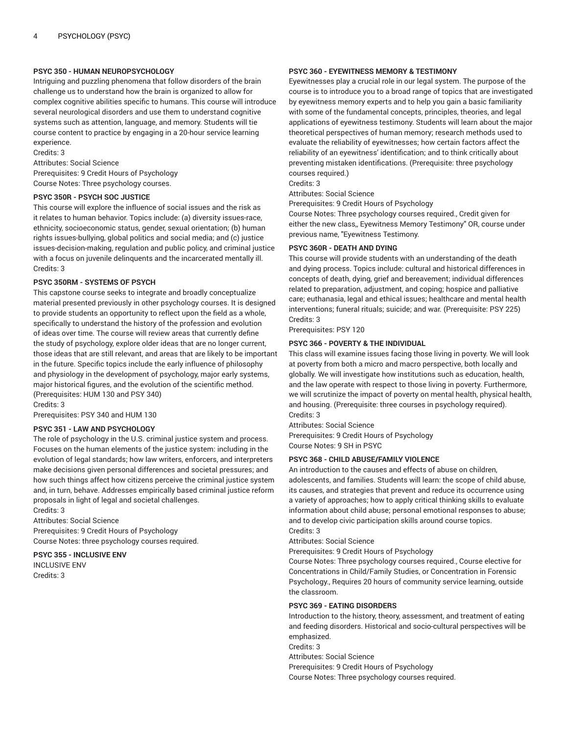#### PSYC 350 - HUMAN NEUROPSYCHOLOGY

Intriguing and puzzling phenomena that follow disorders of the brain challenge us to understand how the brain is organized to allow for complex cognitive abilities specific to humans. This course will introduce several neurological disorders and use them to understand cognitive systems such as attention, language, and memory. Students will tie course content to practice by engaging in a 20-hour service learning experience.

Credits: 3

Attributes: Social Science

Prerequisites: 9 Credit Hours of Psychology

Course Notes: Three psychology courses.

#### PSYC 350R - PSYCH SOC JUSTICE

This course will explore the influence of social issues and the risk as it relates to human behavior. Topics include: (a) diversity issues-race, ethnicity, socioeconomic status, gender, sexual orientation; (b) human rights issues-bullying, global politics and social media; and (c) justice issues-decision-making, regulation and public policy, and criminal justice with a focus on juvenile delinquents and the incarcerated mentally ill.

Credits: 3

#### PSYC 350RM - SYSTEMS OF PSYCH

This capstone course seeks to integrate and broadly conceptualize material presented previously in other psychology courses. It is designed to provide students an opportunity to reflect upon the field as a whole, specifically to understand the history of the profession and evolution of ideas over time. The course will review areas that currently define the study of psychology, explore older ideas that are no longer current, those ideas that are still relevant, and areas that are likely to be important in the future. Specific topics include the early influence of philosophy and physiology in the development of psychology, major early systems, major historical figures, and the evolution of the scientific method. (Prerequisites: HUM 130 and PSY 340)

Credits: 3

Prerequisites: PSY 340 and HUM 130

#### PSYC 351 - LAW AND PSYCHOLOGY

The role of psychology in the U.S. criminal justice system and process. Focuses on the human elements of the justice system: including in the evolution of legal standards; how law writers, enforcers, and interpreters make decisions given personal differences and societal pressures; and how such things affect how citizens perceive the criminal justice system and, in turn, behave. Addresses empirically based criminal justice reform proposals in light of legal and societal challenges.

Credits: 3

Attributes: Social Science

Prerequisites: 9 Credit Hours of Psychology

Course Notes: three psychology courses required.

#### PSYC 355 - INCLUSIVE ENV

INCLUSIVE ENV

Credits: 3

#### PSYC 360 - EYEWITNESS MEMORY & TESTIMONY

Eyewitnesses play a crucial role in our legal system. The purpose of the course is to introduce you to a broad range of topics that are investigated by eyewitness memory experts and to help you gain a basic familiarity with some of the fundamental concepts, principles, theories, and legal applications of eyewitness testimony. Students will learn about the major theoretical perspectives of human memory; research methods used to evaluate the reliability of eyewitnesses; how certain factors affect the reliability of an eyewitness' identification; and to think critically about preventing mistaken identifications. (Prerequisite: three psychology courses required.)

Credits: 3

Attributes: Social Science

Prerequisites: 9 Credit Hours of Psychology

Course Notes: Three psychology courses required., Credit given for either the new class,, Eyewitness Memory Testimony" OR, course under previous name, "Eyewitness Testimony.

#### PSYC 360R - DEATH AND DYING

This course will provide students with an understanding of the death and dying process. Topics include: cultural and historical differences in concepts of death, dying, grief and bereavement; individual differences related to preparation, adjustment, and coping; hospice and palliative care; euthanasia, legal and ethical issues; healthcare and mental health interventions; funeral rituals; suicide; and war. (Prerequisite: PSY 225)

Credits: 3

Prerequisites: PSY 120

#### PSYC 366 - POVERTY & THE INDIVIDUAL

This class will examine issues facing those living in poverty. We will look at poverty from both a micro and macro perspective, both locally and globally. We will investigate how institutions such as education, health, and the law operate with respect to those living in poverty. Furthermore, we will scrutinize the impact of poverty on mental health, physical health, and housing. (Prerequisite: three courses in psychology required).

Credits: 3

Attributes: Social Science

Prerequisites: 9 Credit Hours of Psychology

Course Notes: 9 SH in PSYC

#### PSYC 368 - CHILD ABUSE/FAMILY VIOLENCE

An introduction to the causes and effects of abuse on children, adolescents, and families. Students will learn: the scope of child abuse, its causes, and strategies that prevent and reduce its occurrence using a variety of approaches; how to apply critical thinking skills to evaluate information about child abuse; personal emotional responses to abuse; and to develop civic participation skills around course topics.

Credits: 3

Attributes: Social Science

Prerequisites: 9 Credit Hours of Psychology

Course Notes: Three psychology courses required., Course elective for Concentrations in Child/Family Studies, or Concentration in Forensic Psychology., Requires 20 hours of community service learning, outside the classroom.

#### PSYC 369 - EATING DISORDERS

Introduction to the history, theory, assessment, and treatment of eating and feeding disorders. Historical and socio-cultural perspectives will be emphasized.

Credits: 3

Attributes: Social Science

Prerequisites: 9 Credit Hours of Psychology

Course Notes: Three psychology courses required.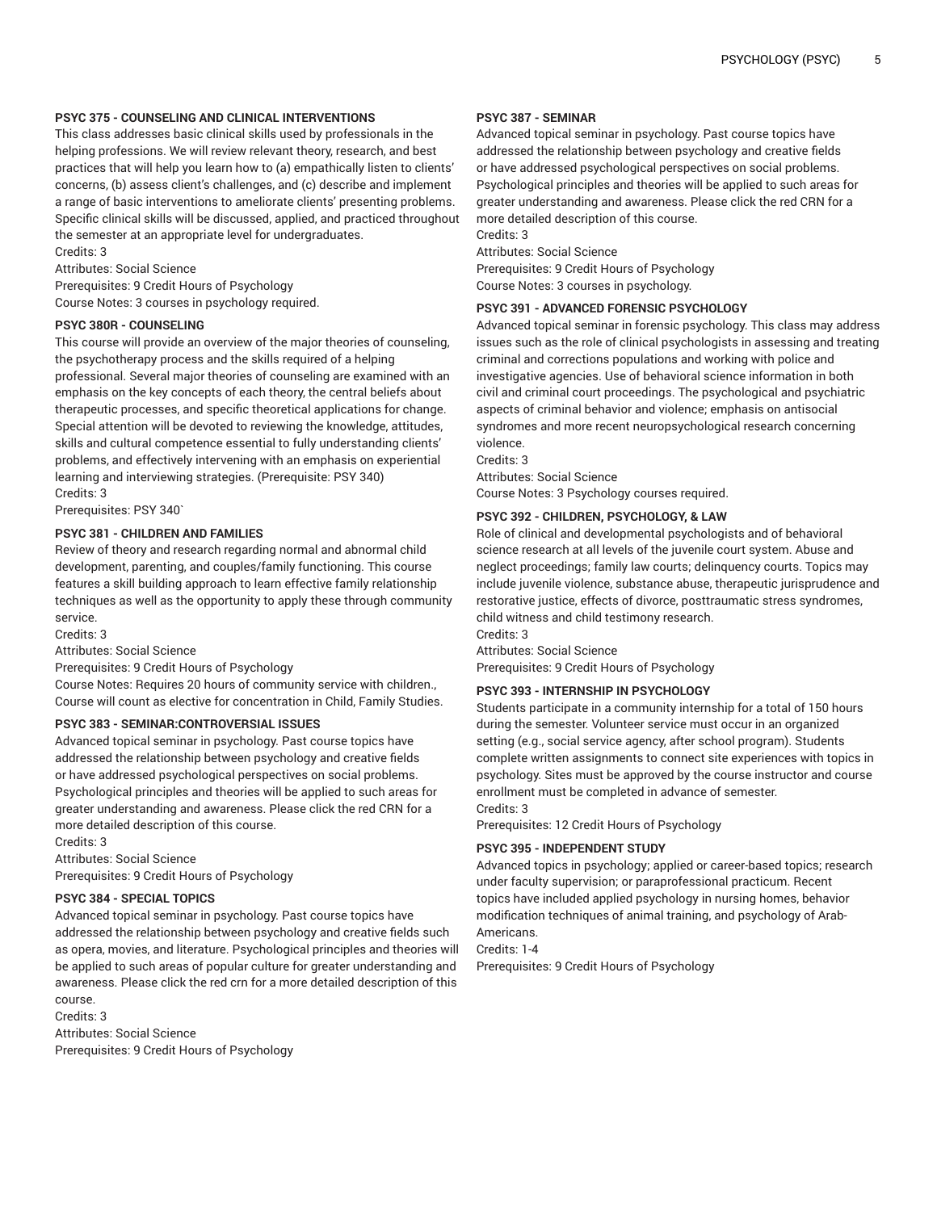### PSYC 375 - COUNSELING AND CLINICAL INTERVENTIONS

This class addresses basic clinical skills used by professionals in the helping professions. We will review relevant theory, research, and best practices that will help you learn how to (a) empathically listen to clients' concerns, (b) assess client's challenges, and (c) describe and implement a range of basic interventions to ameliorate clients' presenting problems. Specific clinical skills will be discussed, applied, and practiced throughout the semester at an appropriate level for undergraduates.

Credits: 3

Attributes: Social Science

Prerequisites: 9 Credit Hours of Psychology

Course Notes: 3 courses in psychology required.

### PSYC 380R - COUNSELING

This course will provide an overview of the major theories of counseling, the psychotherapy process and the skills required of a helping professional. Several major theories of counseling are examined with an emphasis on the key concepts of each theory, the central beliefs about therapeutic processes, and specific theoretical applications for change. Special attention will be devoted to reviewing the knowledge, attitudes, skills and cultural competence essential to fully understanding clients' problems, and effectively intervening with an emphasis on experiential learning and interviewing strategies. (Prerequisite: PSY 340)

Credits: 3

Prerequisites: PSY 340`

### PSYC 381 - CHILDREN AND FAMILIES

Review of theory and research regarding normal and abnormal child development, parenting, and couples/family functioning. This course features a skill building approach to learn effective family relationship techniques as well as the opportunity to apply these through community service.

Credits: 3

Attributes: Social Science

Prerequisites: 9 Credit Hours of Psychology

Course Notes: Requires 20 hours of community service with children., Course will count as elective for concentration in Child, Family Studies.

### PSYC 383 - SEMINAR:CONTROVERSIAL ISSUES

Advanced topical seminar in psychology. Past course topics have addressed the relationship between psychology and creative fields or have addressed psychological perspectives on social problems. Psychological principles and theories will be applied to such areas for greater understanding and awareness. Please click the red CRN for a more detailed description of this course.

Credits: 3

Attributes: Social Science

Prerequisites: 9 Credit Hours of Psychology

### PSYC 384 - SPECIAL TOPICS

Advanced topical seminar in psychology. Past course topics have addressed the relationship between psychology and creative fields such as opera, movies, and literature. Psychological principles and theories will be applied to such areas of popular culture for greater understanding and awareness. Please click the red crn for a more detailed description of this course.

Credits: 3

Attributes: Social Science

Prerequisites: 9 Credit Hours of Psychology

### PSYC 387 - SEMINAR

Advanced topical seminar in psychology. Past course topics have addressed the relationship between psychology and creative fields or have addressed psychological perspectives on social problems. Psychological principles and theories will be applied to such areas for greater understanding and awareness. Please click the red CRN for a more detailed description of this course.

Credits: 3

Attributes: Social Science

Prerequisites: 9 Credit Hours of Psychology

Course Notes: 3 courses in psychology.

### PSYC 391 - ADVANCED FORENSIC PSYCHOLOGY

Advanced topical seminar in forensic psychology. This class may address issues such as the role of clinical psychologists in assessing and treating criminal and corrections populations and working with police and investigative agencies. Use of behavioral science information in both civil and criminal court proceedings. The psychological and psychiatric aspects of criminal behavior and violence; emphasis on antisocial syndromes and more recent neuropsychological research concerning violence.

Credits: 3

Attributes: Social Science

Course Notes: 3 Psychology courses required.

### PSYC 392 - CHILDREN, PSYCHOLOGY, & LAW

Role of clinical and developmental psychologists and of behavioral science research at all levels of the juvenile court system. Abuse and neglect proceedings; family law courts; delinquency courts. Topics may include juvenile violence, substance abuse, therapeutic jurisprudence and restorative justice, effects of divorce, posttraumatic stress syndromes, child witness and child testimony research.

Credits: 3

Attributes: Social Science

Prerequisites: 9 Credit Hours of Psychology

### PSYC 393 - INTERNSHIP IN PSYCHOLOGY

Students participate in a community internship for a total of 150 hours during the semester. Volunteer service must occur in an organized setting (e.g., social service agency, after school program). Students complete written assignments to connect site experiences with topics in psychology. Sites must be approved by the course instructor and course enrollment must be completed in advance of semester.

Credits: 3

Prerequisites: 12 Credit Hours of Psychology

### PSYC 395 - INDEPENDENT STUDY

Advanced topics in psychology; applied or career-based topics; research under faculty supervision; or paraprofessional practicum. Recent topics have included applied psychology in nursing homes, behavior modification techniques of animal training, and psychology of Arab-Americans.

Credits: 1-4

Prerequisites: 9 Credit Hours of Psychology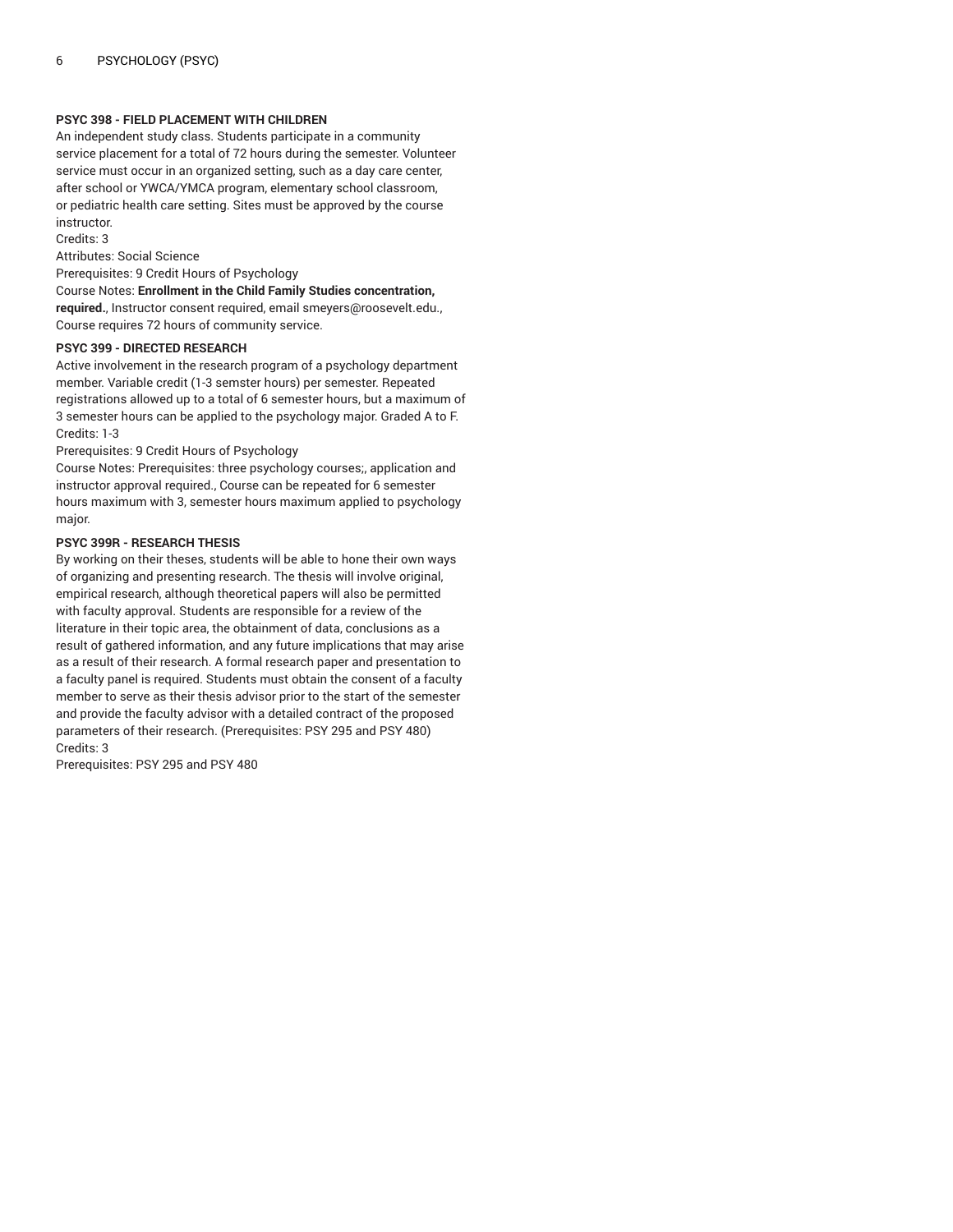### PSYC 398 - FIELD PLACEMENT WITH CHILDREN

An independent study class. Students participate in a community service placement for a total of 72 hours during the semester. Volunteer service must occur in an organized setting, such as a day care center, after school or YWCA/YMCA program, elementary school classroom, or pediatric health care setting. Sites must be approved by the course instructor.

Credits: 3

Attributes: Social Science

Prerequisites: 9 Credit Hours of Psychology

Course Notes: **Enrollment in the Child Family Studies concentration, required.**, Instructor consent required, email smeyers@roosevelt.edu., Course requires 72 hours of community service.

### PSYC 399 - DIRECTED RESEARCH

Active involvement in the research program of a psychology department member. Variable credit (1-3 semster hours) per semester. Repeated registrations allowed up to a total of 6 semester hours, but a maximum of 3 semester hours can be applied to the psychology major. Graded A to F.

Credits: 1-3

Prerequisites: 9 Credit Hours of Psychology

Course Notes: Prerequisites: three psychology courses;, application and instructor approval required., Course can be repeated for 6 semester hours maximum with 3, semester hours maximum applied to psychology major.

### PSYC 399R - RESEARCH THESIS

By working on their theses, students will be able to hone their own ways of organizing and presenting research. The thesis will involve original, empirical research, although theoretical papers will also be permitted with faculty approval. Students are responsible for a review of the literature in their topic area, the obtainment of data, conclusions as a result of gathered information, and any future implications that may arise as a result of their research. A formal research paper and presentation to a faculty panel is required. Students must obtain the consent of a faculty member to serve as their thesis advisor prior to the start of the semester and provide the faculty advisor with a detailed contract of the proposed parameters of their research. (Prerequisites: PSY 295 and PSY 480)

Credits: 3

Prerequisites: PSY 295 and PSY 480